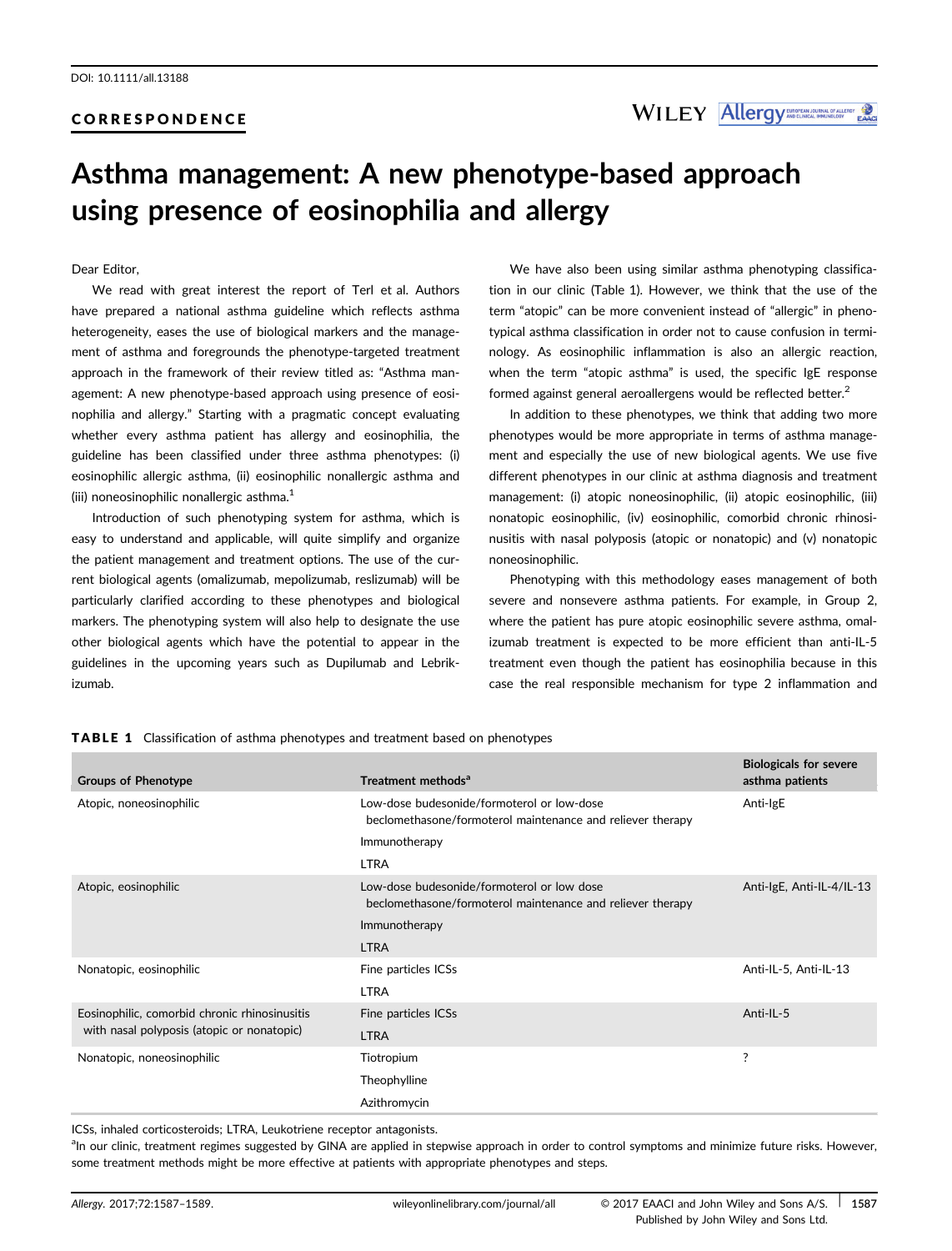DOI: 10.1111/all.13188

CORRESPONDENCE

# Asthma management: A new phenotype-based approach using presence of eosinophilia and allergy

Dear Editor,

We read with great interest the report of Terl et al. Authors have prepared a national asthma guideline which reflects asthma heterogeneity, eases the use of biological markers and the management of asthma and foregrounds the phenotype-targeted treatment approach in the framework of their review titled as: "Asthma management: A new phenotype-based approach using presence of eosinophilia and allergy." Starting with a pragmatic concept evaluating whether every asthma patient has allergy and eosinophilia, the guideline has been classified under three asthma phenotypes: (i) eosinophilic allergic asthma, (ii) eosinophilic nonallergic asthma and (iii) noneosinophilic nonallergic asthma.[1]

Introduction of such phenotyping system for asthma, which is easy to understand and applicable, will quite simplify and organize the patient management and treatment options. The use of the current biological agents (omalizumab, mepolizumab, reslizumab) will be particularly clarified according to these phenotypes and biological markers. The phenotyping system will also help to designate the use other biological agents which have the potential to appear in the guidelines in the upcoming years such as Dupilumab and Lebrikizumab.

We have also been using similar asthma phenotyping classification in our clinic (Table 1). However, we think that the use of the term "atopic" can be more convenient instead of "allergic" in phenotypical asthma classification in order not to cause confusion in terminology. As eosinophilic inflammation is also an allergic reaction, when the term "atopic asthma" is used, the specific IgE response formed against general aeroallergens would be reflected better.[2]

In addition to these phenotypes, we think that adding two more phenotypes would be more appropriate in terms of asthma management and especially the use of new biological agents. We use five different phenotypes in our clinic at asthma diagnosis and treatment management: (i) atopic noneosinophilic, (ii) atopic eosinophilic, (iii) nonatopic eosinophilic, (iv) eosinophilic, comorbid chronic rhinosinusitis with nasal polyposis (atopic or nonatopic) and (v) nonatopic noneosinophilic.

Phenotyping with this methodology eases management of both severe and nonsevere asthma patients. For example, in Group 2, where the patient has pure atopic eosinophilic severe asthma, omalizumab treatment is expected to be more efficient than anti-IL-5 treatment even though the patient has eosinophilia because in this case the real responsible mechanism for type 2 inflammation and

**TABLE 1** Classification of asthma phenotypes and treatment based on phenotypes

| Groups of Phenotype | Treatment methods[a] | Biologicals for severe asthma patients |
|---|---|---|
| Atopic, noneosinophilic | Low-dose budesonide/formoterol or low-dose beclomethasone/formoterol maintenance and reliever therapy | Anti-IgE |
| | Immunotherapy | |
| | LTRA | |
| Atopic, eosinophilic | Low-dose budesonide/formoterol or low dose beclomethasone/formoterol maintenance and reliever therapy | Anti-IgE, Anti-IL-4/IL-13 |
| | Immunotherapy | |
| | LTRA | |
| Nonatopic, eosinophilic | Fine particles ICSs | Anti-IL-5, Anti-IL-13 |
| | LTRA | |
| Eosinophilic, comorbid chronic rhinosinusitis with nasal polyposis (atopic or nonatopic) | Fine particles ICSs | Anti-IL-5 |
| | LTRA | |
| Nonatopic, noneosinophilic | Tiotropium | ? |
| | Theophylline | |
| | Azithromycin | |

ICSs, inhaled corticosteroids; LTRA, Leukotriene receptor antagonists.

[a]In our clinic, treatment regimes suggested by GINA are applied in stepwise approach in order to control symptoms and minimize future risks. However, some treatment methods might be more effective at patients with appropriate phenotypes and steps.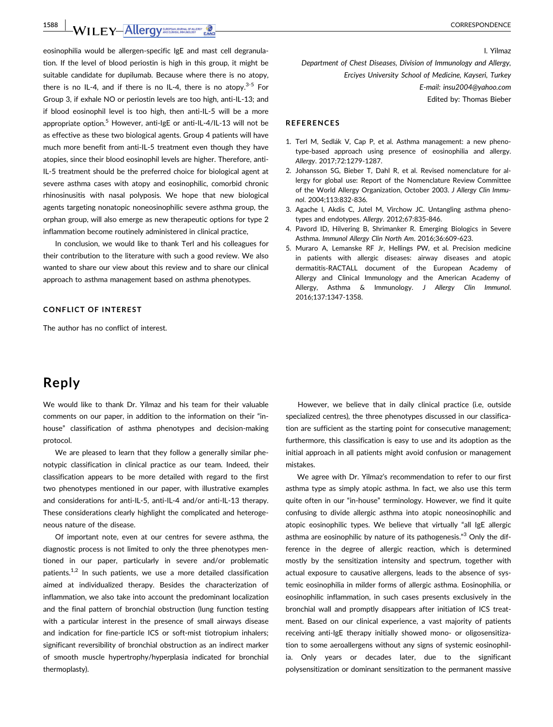eosinophilia would be allergen-specific IgE and mast cell degranulation. If the level of blood periostin is high in this group, it might be suitable candidate for dupilumab. Because where there is no atopy, there is no IL-4, and if there is no IL-4, there is no atopy.[3-5] For Group 3, if exhale NO or periostin levels are too high, anti-IL-13; and if blood eosinophil level is too high, then anti-IL-5 will be a more appropriate option.[5] However, anti-IgE or anti-IL-4/IL-13 will not be as effective as these two biological agents. Group 4 patients will have much more benefit from anti-IL-5 treatment even though they have atopies, since their blood eosinophil levels are higher. Therefore, anti-IL-5 treatment should be the preferred choice for biological agent at severe asthma cases with atopy and eosinophilic, comorbid chronic rhinosinusitis with nasal polyposis. We hope that new biological agents targeting nonatopic noneosinophilic severe asthma group, the orphan group, will also emerge as new therapeutic options for type 2 inflammation become routinely administered in clinical practice,

In conclusion, we would like to thank Terl and his colleagues for their contribution to the literature with such a good review. We also wanted to share our view about this review and to share our clinical approach to asthma management based on asthma phenotypes.

### CONFLICT OF INTEREST

The author has no conflict of interest.

I. Yilmaz

*Department of Chest Diseases, Division of Immunology and Allergy, Erciyes University School of Medicine, Kayseri, Turkey*
*E-mail: insu2004@yahoo.com*

Edited by: Thomas Bieber

### REFERENCES

1. Terl M, Sedlák V, Cap P, et al. Asthma management: a new phenotype-based approach using presence of eosinophilia and allergy. *Allergy*. 2017;72:1279-1287.
2. Johansson SG, Bieber T, Dahl R, et al. Revised nomenclature for allergy for global use: Report of the Nomenclature Review Committee of the World Allergy Organization, October 2003. *J Allergy Clin Immunol*. 2004;113:832-836.
3. Agache I, Akdis C, Jutel M, Virchow JC. Untangling asthma phenotypes and endotypes. *Allergy*. 2012;67:835-846.
4. Pavord ID, Hilvering B, Shrimanker R. Emerging Biologics in Severe Asthma. *Immunol Allergy Clin North Am*. 2016;36:609-623.
5. Muraro A, Lemanske RF Jr, Hellings PW, et al. Precision medicine in patients with allergic diseases: airway diseases and atopic dermatitis-RACTALL document of the European Academy of Allergy and Clinical Immunology and the American Academy of Allergy, Asthma & Immunology. *J Allergy Clin Immunol*. 2016;137:1347-1358.

# Reply

We would like to thank Dr. Yilmaz and his team for their valuable comments on our paper, in addition to the information on their "in-house" classification of asthma phenotypes and decision-making protocol.

We are pleased to learn that they follow a generally similar phenotypic classification in clinical practice as our team. Indeed, their classification appears to be more detailed with regard to the first two phenotypes mentioned in our paper, with illustrative examples and considerations for anti-IL-5, anti-IL-4 and/or anti-IL-13 therapy. These considerations clearly highlight the complicated and heterogeneous nature of the disease.

Of important note, even at our centres for severe asthma, the diagnostic process is not limited to only the three phenotypes mentioned in our paper, particularly in severe and/or problematic patients.[1,2] In such patients, we use a more detailed classification aimed at individualized therapy. Besides the characterization of inflammation, we also take into account the predominant localization and the final pattern of bronchial obstruction (lung function testing with a particular interest in the presence of small airways disease and indication for fine-particle ICS or soft-mist tiotropium inhalers; significant reversibility of bronchial obstruction as an indirect marker of smooth muscle hypertrophy/hyperplasia indicated for bronchial thermoplasty).

However, we believe that in daily clinical practice (i.e, outside specialized centres), the three phenotypes discussed in our classification are sufficient as the starting point for consecutive management; furthermore, this classification is easy to use and its adoption as the initial approach in all patients might avoid confusion or management mistakes.

We agree with Dr. Yilmaz's recommendation to refer to our first asthma type as simply atopic asthma. In fact, we also use this term quite often in our "in-house" terminology. However, we find it quite confusing to divide allergic asthma into atopic noneosinophilic and atopic eosinophilic types. We believe that virtually "all IgE allergic asthma are eosinophilic by nature of its pathogenesis."[3] Only the difference in the degree of allergic reaction, which is determined mostly by the sensitization intensity and spectrum, together with actual exposure to causative allergens, leads to the absence of systemic eosinophilia in milder forms of allergic asthma. Eosinophilia, or eosinophilic inflammation, in such cases presents exclusively in the bronchial wall and promptly disappears after initiation of ICS treatment. Based on our clinical experience, a vast majority of patients receiving anti-IgE therapy initially showed mono- or oligosensitization to some aeroallergens without any signs of systemic eosinophilia. Only years or decades later, due to the significant polysensitization or dominant sensitization to the permanent massive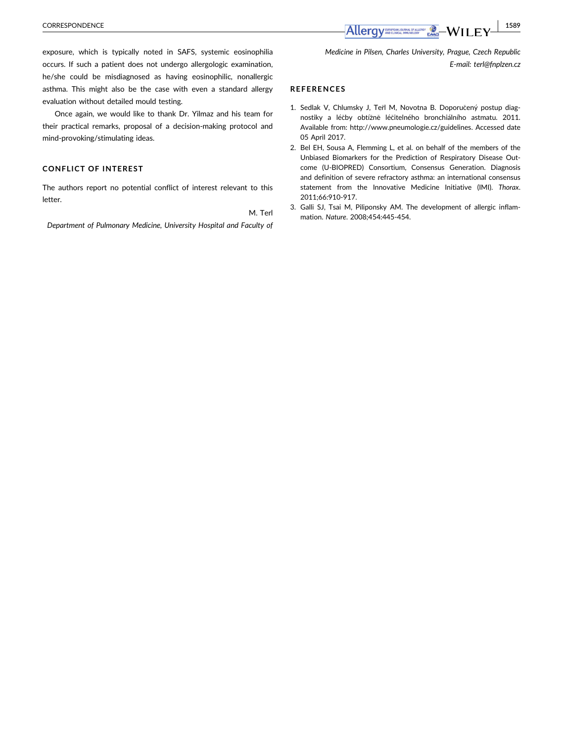exposure, which is typically noted in SAFS, systemic eosinophilia occurs. If such a patient does not undergo allergologic examination, he/she could be misdiagnosed as having eosinophilic, nonallergic asthma. This might also be the case with even a standard allergy evaluation without detailed mould testing.

Once again, we would like to thank Dr. Yilmaz and his team for their practical remarks, proposal of a decision-making protocol and mind-provoking/stimulating ideas.

## CONFLICT OF INTEREST

The authors report no potential conflict of interest relevant to this letter.

M. Terl

*Department of Pulmonary Medicine, University Hospital and Faculty of Medicine in Pilsen, Charles University, Prague, Czech Republic*

*E-mail: terl@fnplzen.cz*

## REFERENCES

1. Sedlak V, Chlumsky J, Teřl M, Novotna B. Doporučený postup diagnostiky a léčby obtížně léčitelného bronchiálního astmatu. 2011. Available from: http://www.pneumologie.cz/guidelines. Accessed date 05 April 2017.
2. Bel EH, Sousa A, Flemming L, et al. on behalf of the members of the Unbiased Biomarkers for the Prediction of Respiratory Disease Outcome (U-BIOPRED) Consortium, Consensus Generation. Diagnosis and definition of severe refractory asthma: an international consensus statement from the Innovative Medicine Initiative (IMI). *Thorax*. 2011;66:910-917.
3. Galli SJ, Tsai M, Piliponsky AM. The development of allergic inflammation. *Nature*. 2008;454:445-454.